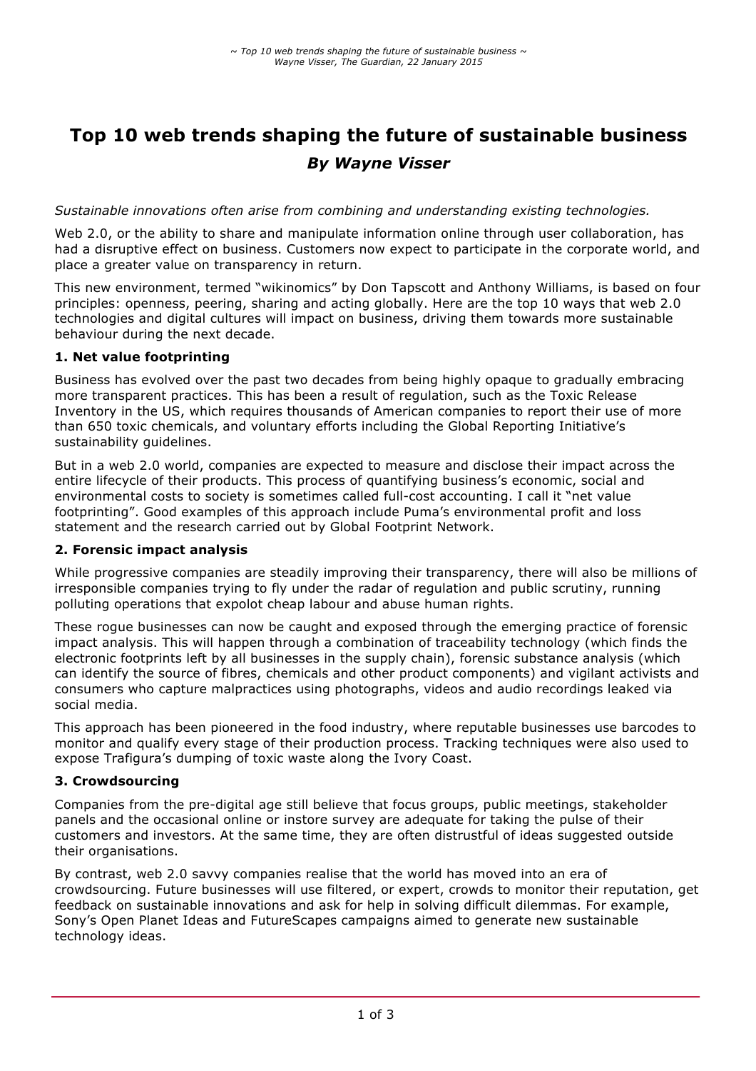# Top 10 web trends shaping the future of sustainable business

### *By Wayne Visser*

*Sustainable innovations often arise from combining and understanding existing technologies.*

Web 2.0, or the ability to share and manipulate information online through user collaboration, has had a disruptive effect on business. Customers now expect to participate in the corporate world, and place a greater value on transparency in return.

This new environment, termed "wikinomics" by Don Tapscott and Anthony Williams, is based on four principles: openness, peering, sharing and acting globally. Here are the top 10 ways that web 2.0 technologies and digital cultures will impact on business, driving them towards more sustainable behaviour during the next decade.

**1. Net value footprinting**

Business has evolved over the past two decades from being highly opaque to gradually embracing more transparent practices. This has been a result of regulation, such as the Toxic Release Inventory in the US, which requires thousands of American companies to report their use of more than 650 toxic chemicals, and voluntary efforts including the Global Reporting Initiative's sustainability guidelines.

But in a web 2.0 world, companies are expected to measure and disclose their impact across the entire lifecycle of their products. This process of quantifying business's economic, social and environmental costs to society is sometimes called full-cost accounting. I call it "net value footprinting". Good examples of this approach include Puma's environmental profit and loss statement and the research carried out by Global Footprint Network.

**2. Forensic impact analysis**

While progressive companies are steadily improving their transparency, there will also be millions of irresponsible companies trying to fly under the radar of regulation and public scrutiny, running polluting operations that expolot cheap labour and abuse human rights.

These rogue businesses can now be caught and exposed through the emerging practice of forensic impact analysis. This will happen through a combination of traceability technology (which finds the electronic footprints left by all businesses in the supply chain), forensic substance analysis (which can identify the source of fibres, chemicals and other product components) and vigilant activists and consumers who capture malpractices using photographs, videos and audio recordings leaked via social media.

This approach has been pioneered in the food industry, where reputable businesses use barcodes to monitor and qualify every stage of their production process. Tracking techniques were also used to expose Trafigura's dumping of toxic waste along the Ivory Coast.

**3. Crowdsourcing**

Companies from the pre-digital age still believe that focus groups, public meetings, stakeholder panels and the occasional online or instore survey are adequate for taking the pulse of their customers and investors. At the same time, they are often distrustful of ideas suggested outside their organisations.

By contrast, web 2.0 savvy companies realise that the world has moved into an era of crowdsourcing. Future businesses will use filtered, or expert, crowds to monitor their reputation, get feedback on sustainable innovations and ask for help in solving difficult dilemmas. For example, Sony's Open Planet Ideas and FutureScapes campaigns aimed to generate new sustainable technology ideas.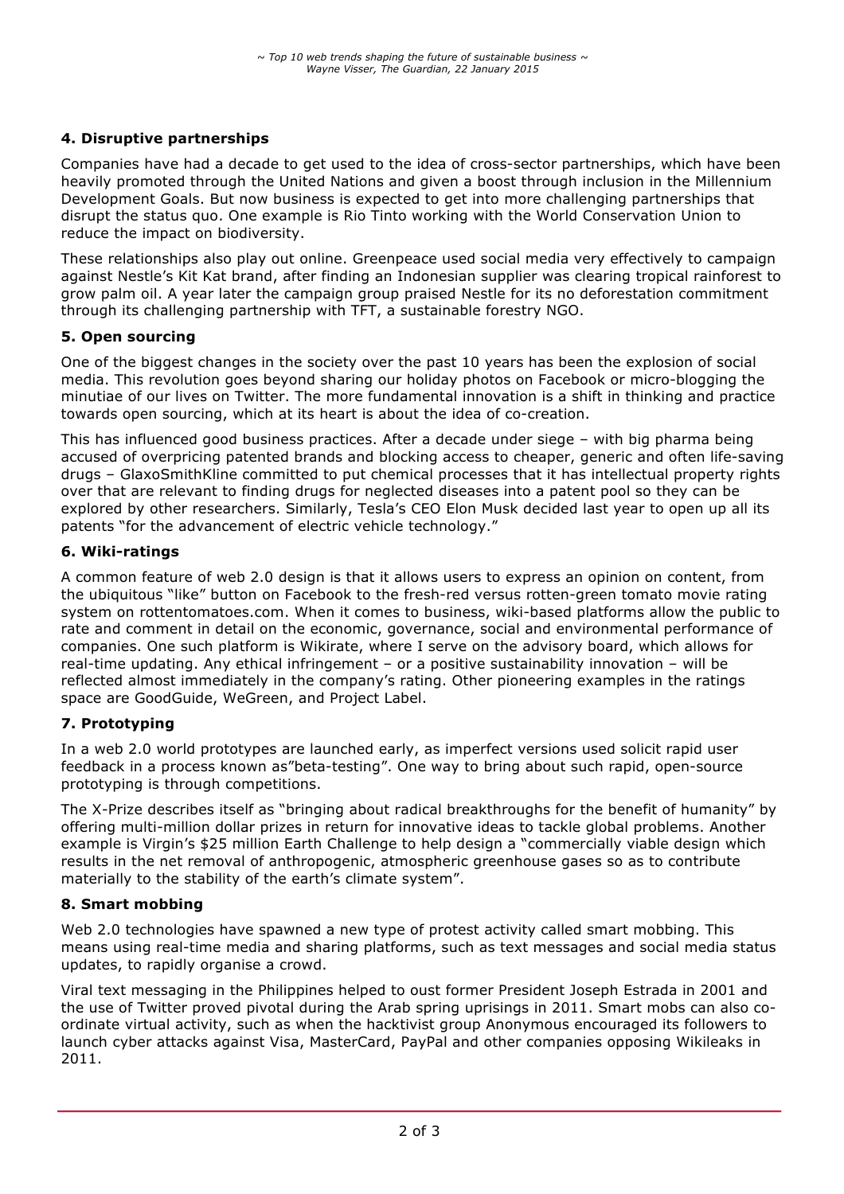### 4. Disruptive partnerships

Companies have had a decade to get used to the idea of cross-sector partnerships, which have been heavily promoted through the United Nations and given a boost through inclusion in the Millennium Development Goals. But now business is expected to get into more challenging partnerships that disrupt the status quo. One example is Rio Tinto working with the World Conservation Union to reduce the impact on biodiversity.

These relationships also play out online. Greenpeace used social media very effectively to campaign against Nestle's Kit Kat brand, after finding an Indonesian supplier was clearing tropical rainforest to grow palm oil. A year later the campaign group praised Nestle for its no deforestation commitment through its challenging partnership with TFT, a sustainable forestry NGO.

### 5. Open sourcing

One of the biggest changes in the society over the past 10 years has been the explosion of social media. This revolution goes beyond sharing our holiday photos on Facebook or micro-blogging the minutiae of our lives on Twitter. The more fundamental innovation is a shift in thinking and practice towards open sourcing, which at its heart is about the idea of co-creation.

This has influenced good business practices. After a decade under siege – with big pharma being accused of overpricing patented brands and blocking access to cheaper, generic and often life-saving drugs – GlaxoSmithKline committed to put chemical processes that it has intellectual property rights over that are relevant to finding drugs for neglected diseases into a patent pool so they can be explored by other researchers. Similarly, Tesla's CEO Elon Musk decided last year to open up all its patents "for the advancement of electric vehicle technology."

### 6. Wiki-ratings

A common feature of web 2.0 design is that it allows users to express an opinion on content, from the ubiquitous "like" button on Facebook to the fresh-red versus rotten-green tomato movie rating system on rottentomatoes.com. When it comes to business, wiki-based platforms allow the public to rate and comment in detail on the economic, governance, social and environmental performance of companies. One such platform is Wikirate, where I serve on the advisory board, which allows for real-time updating. Any ethical infringement – or a positive sustainability innovation – will be reflected almost immediately in the company's rating. Other pioneering examples in the ratings space are GoodGuide, WeGreen, and Project Label.

### 7. Prototyping

In a web 2.0 world prototypes are launched early, as imperfect versions used solicit rapid user feedback in a process known as"beta-testing". One way to bring about such rapid, open-source prototyping is through competitions.

The X-Prize describes itself as "bringing about radical breakthroughs for the benefit of humanity" by offering multi-million dollar prizes in return for innovative ideas to tackle global problems. Another example is Virgin's $25 million Earth Challenge to help design a "commercially viable design which results in the net removal of anthropogenic, atmospheric greenhouse gases so as to contribute materially to the stability of the earth's climate system".

### 8. Smart mobbing

Web 2.0 technologies have spawned a new type of protest activity called smart mobbing. This means using real-time media and sharing platforms, such as text messages and social media status updates, to rapidly organise a crowd.

Viral text messaging in the Philippines helped to oust former President Joseph Estrada in 2001 and the use of Twitter proved pivotal during the Arab spring uprisings in 2011. Smart mobs can also co-ordinate virtual activity, such as when the hacktivist group Anonymous encouraged its followers to launch cyber attacks against Visa, MasterCard, PayPal and other companies opposing Wikileaks in 2011.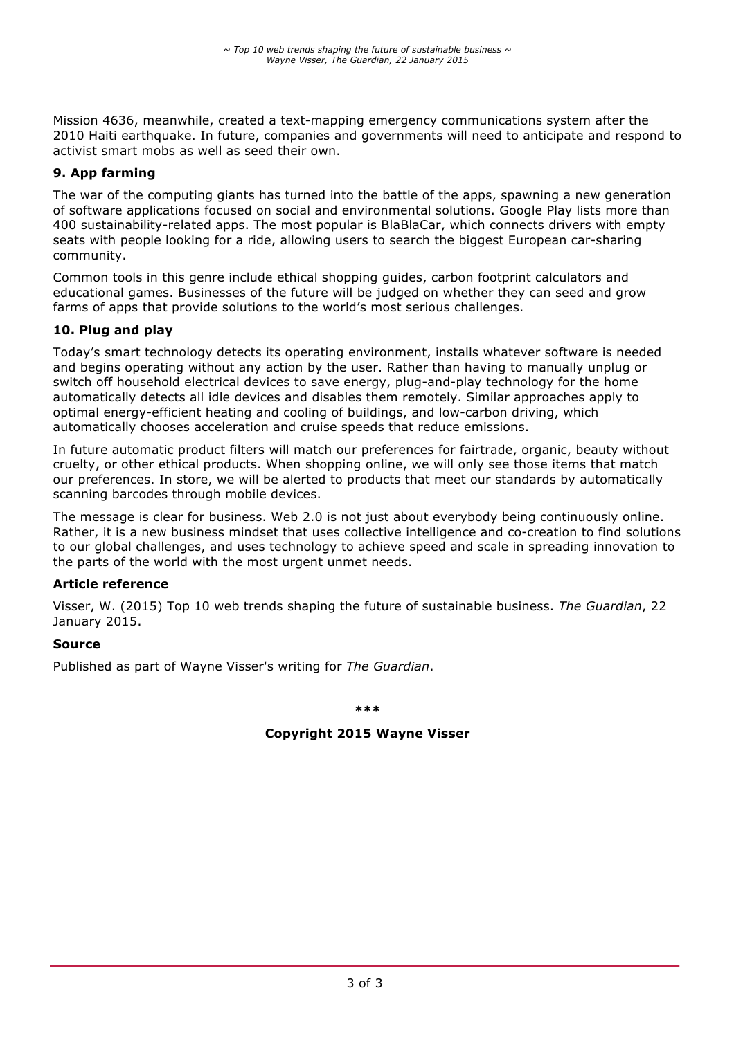Mission 4636, meanwhile, created a text-mapping emergency communications system after the 2010 Haiti earthquake. In future, companies and governments will need to anticipate and respond to activist smart mobs as well as seed their own.

### 9. App farming

The war of the computing giants has turned into the battle of the apps, spawning a new generation of software applications focused on social and environmental solutions. Google Play lists more than 400 sustainability-related apps. The most popular is BlaBlaCar, which connects drivers with empty seats with people looking for a ride, allowing users to search the biggest European car-sharing community.

Common tools in this genre include ethical shopping guides, carbon footprint calculators and educational games. Businesses of the future will be judged on whether they can seed and grow farms of apps that provide solutions to the world's most serious challenges.

### 10. Plug and play

Today's smart technology detects its operating environment, installs whatever software is needed and begins operating without any action by the user. Rather than having to manually unplug or switch off household electrical devices to save energy, plug-and-play technology for the home automatically detects all idle devices and disables them remotely. Similar approaches apply to optimal energy-efficient heating and cooling of buildings, and low-carbon driving, which automatically chooses acceleration and cruise speeds that reduce emissions.

In future automatic product filters will match our preferences for fairtrade, organic, beauty without cruelty, or other ethical products. When shopping online, we will only see those items that match our preferences. In store, we will be alerted to products that meet our standards by automatically scanning barcodes through mobile devices.

The message is clear for business. Web 2.0 is not just about everybody being continuously online. Rather, it is a new business mindset that uses collective intelligence and co-creation to find solutions to our global challenges, and uses technology to achieve speed and scale in spreading innovation to the parts of the world with the most urgent unmet needs.

### Article reference

Visser, W. (2015) Top 10 web trends shaping the future of sustainable business. *The Guardian*, 22 January 2015.

### Source

Published as part of Wayne Visser's writing for *The Guardian*.

***

**Copyright 2015 Wayne Visser**